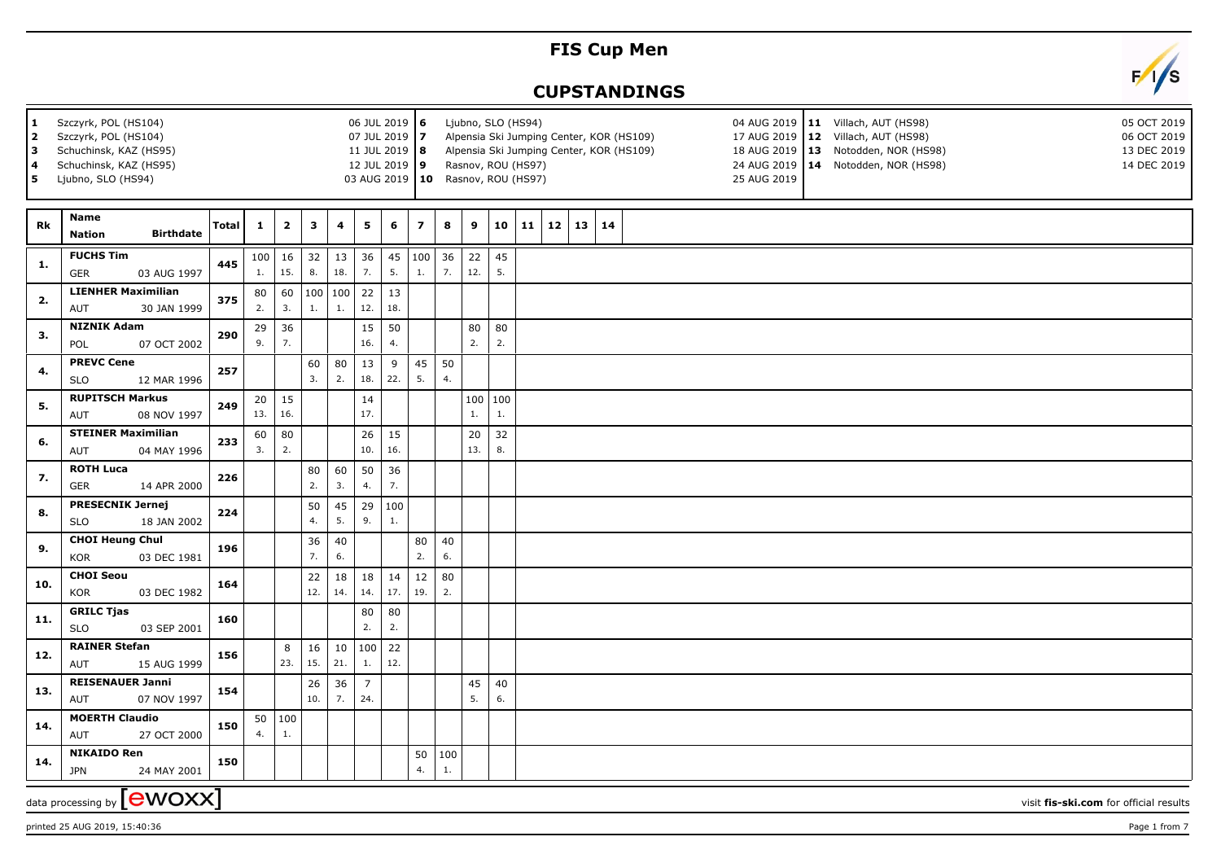# FIS Cup Men

## CUPSTANDINGS

| # | Venue | Date |
|---|---|---|
| 1 | Szczyrk, POL (HS104) | 06 JUL 2019 |
| 2 | Szczyrk, POL (HS104) | 07 JUL 2019 |
| 3 | Schuchinsk, KAZ (HS95) | 11 JUL 2019 |
| 4 | Schuchinsk, KAZ (HS95) | 12 JUL 2019 |
| 5 | Ljubno, SLO (HS94) | 03 AUG 2019 |
| 6 | Ljubno, SLO (HS94) | 04 AUG 2019 |
| 7 | Alpensia Ski Jumping Center, KOR (HS109) | 17 AUG 2019 |
| 8 | Alpensia Ski Jumping Center, KOR (HS109) | 18 AUG 2019 |
| 9 | Rasnov, ROU (HS97) | 24 AUG 2019 |
| 10 | Rasnov, ROU (HS97) | 25 AUG 2019 |
| 11 | Villach, AUT (HS98) | 05 OCT 2019 |
| 12 | Villach, AUT (HS98) | 06 OCT 2019 |
| 13 | Notodden, NOR (HS98) | 13 DEC 2019 |
| 14 | Notodden, NOR (HS98) | 14 DEC 2019 |

| Rk | Name / Nation | Birthdate | Total | 1 | 2 | 3 | 4 | 5 | 6 | 7 | 8 | 9 | 10 | 11 | 12 | 13 | 14 |
|---|---|---|---|---|---|---|---|---|---|---|---|---|---|---|---|---|---|
| 1. | FUCHS Tim GER | 03 AUG 1997 | 445 | 100 1. | 16 15. | 32 8. | 13 18. | 36 7. | 45 5. | 100 1. | 36 7. | 22 12. | 45 5. | | | | |
| 2. | LIENHER Maximilian AUT | 30 JAN 1999 | 375 | 80 2. | 60 3. | 100 1. | 100 1. | 22 12. | 13 18. | | | | | | | | |
| 3. | NIZNIK Adam POL | 07 OCT 2002 | 290 | 29 9. | 36 7. | | | 15 16. | 50 4. | | | 80 2. | 80 2. | | | | |
| 4. | PREVC Cene SLO | 12 MAR 1996 | 257 | | | 60 3. | 80 2. | 13 18. | 9 22. | 45 5. | 50 4. | | | | | | |
| 5. | RUPITSCH Markus AUT | 08 NOV 1997 | 249 | 20 13. | 15 16. | | | 14 17. | | | | 100 1. | 100 1. | | | | |
| 6. | STEINER Maximilian AUT | 04 MAY 1996 | 233 | 60 3. | 80 2. | | | 26 10. | 15 16. | | | 20 13. | 32 8. | | | | |
| 7. | ROTH Luca GER | 14 APR 2000 | 226 | | | 80 2. | 60 3. | 50 4. | 36 7. | | | | | | | | |
| 8. | PRESECNIK Jernej SLO | 18 JAN 2002 | 224 | | | 50 4. | 45 5. | 29 9. | 100 1. | | | | | | | | |
| 9. | CHOI Heung Chul KOR | 03 DEC 1981 | 196 | | | 36 7. | 40 6. | | | 80 2. | 40 6. | | | | | | |
| 10. | CHOI Seou KOR | 03 DEC 1982 | 164 | | | 22 12. | 18 14. | 18 14. | 14 17. | 12 19. | 80 2. | | | | | | |
| 11. | GRILC Tjas SLO | 03 SEP 2001 | 160 | | | | | 80 2. | 80 2. | | | | | | | | |
| 12. | RAINER Stefan AUT | 15 AUG 1999 | 156 | | 8 23. | 16 15. | 10 21. | 100 1. | 22 12. | | | | | | | | |
| 13. | REISENAUER Janni AUT | 07 NOV 1997 | 154 | | | 26 10. | 36 7. | 7 24. | | | | 45 5. | 40 6. | | | | |
| 14. | MOERTH Claudio AUT | 27 OCT 2000 | 150 | 50 4. | 100 1. | | | | | | | | | | | | |
| 14. | NIKAIDO Ren JPN | 24 MAY 2001 | 150 | | | | | | | 50 4. | 100 1. | | | | | | |

data processing by ewoxx — visit fis-ski.com for official results

printed 25 AUG 2019, 15:40:36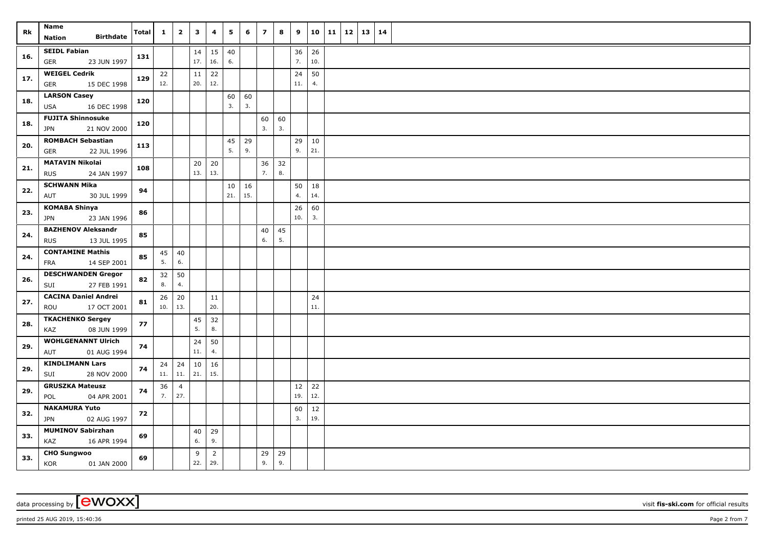| Rk | Name Nation Birthdate | Total | 1 | 2 | 3 | 4 | 5 | 6 | 7 | 8 | 9 | 10 | 11 | 12 | 13 | 14 |
|---|---|---|---|---|---|---|---|---|---|---|---|---|---|---|---|---|
| 16. | **SEIDL Fabian** GER 23 JUN 1997 | **131** | | | 14 17. | 15 16. | 40 6. | | | | 36 7. | 26 10. | | | | |
| 17. | **WEIGEL Cedrik** GER 15 DEC 1998 | **129** | 22 12. | | 11 20. | 22 12. | | | | | 24 11. | 50 4. | | | | |
| 18. | **LARSON Casey** USA 16 DEC 1998 | **120** | | | | | 60 3. | 60 3. | | | | | | | | |
| 18. | **FUJITA Shinnosuke** JPN 21 NOV 2000 | **120** | | | | | | | 60 3. | 60 3. | | | | | | |
| 20. | **ROMBACH Sebastian** GER 22 JUL 1996 | **113** | | | | | 45 5. | 29 9. | | | 29 9. | 10 21. | | | | |
| 21. | **MATAVIN Nikolai** RUS 24 JAN 1997 | **108** | | | 20 13. | 20 13. | | | 36 7. | 32 8. | | | | | | |
| 22. | **SCHWANN Mika** AUT 30 JUL 1999 | **94** | | | | | 10 21. | 16 15. | | | 50 4. | 18 14. | | | | |
| 23. | **KOMABA Shinya** JPN 23 JAN 1996 | **86** | | | | | | | | | 26 10. | 60 3. | | | | |
| 24. | **BAZHENOV Aleksandr** RUS 13 JUL 1995 | **85** | | | | | | | 40 6. | 45 5. | | | | | | |
| 24. | **CONTAMINE Mathis** FRA 14 SEP 2001 | **85** | 45 5. | 40 6. | | | | | | | | | | | | |
| 26. | **DESCHWANDEN Gregor** SUI 27 FEB 1991 | **82** | 32 8. | 50 4. | | | | | | | | | | | | |
| 27. | **CACINA Daniel Andrei** ROU 17 OCT 2001 | **81** | 26 10. | 20 13. | | 11 20. | | | | | | 24 11. | | | | |
| 28. | **TKACHENKO Sergey** KAZ 08 JUN 1999 | **77** | | | 45 5. | 32 8. | | | | | | | | | | |
| 29. | **WOHLGENANNT Ulrich** AUT 01 AUG 1994 | **74** | | | 24 11. | 50 4. | | | | | | | | | | |
| 29. | **KINDLIMANN Lars** SUI 28 NOV 2000 | **74** | 24 11. | 24 11. | 10 21. | 16 15. | | | | | | | | | | |
| 29. | **GRUSZKA Mateusz** POL 04 APR 2001 | **74** | 36 7. | 4 27. | | | | | | | 12 19. | 22 12. | | | | |
| 32. | **NAKAMURA Yuto** JPN 02 AUG 1997 | **72** | | | | | | | | | 60 3. | 12 19. | | | | |
| 33. | **MUMINOV Sabirzhan** KAZ 16 APR 1994 | **69** | | | 40 6. | 29 9. | | | | | | | | | | |
| 33. | **CHO Sungwoo** KOR 01 JAN 2000 | **69** | | | 9 22. | 2 29. | | | 29 9. | 29 9. | | | | | | |

data processing by [ewoxx] visit **fis-ski.com** for official results

printed 25 AUG 2019, 15:40:36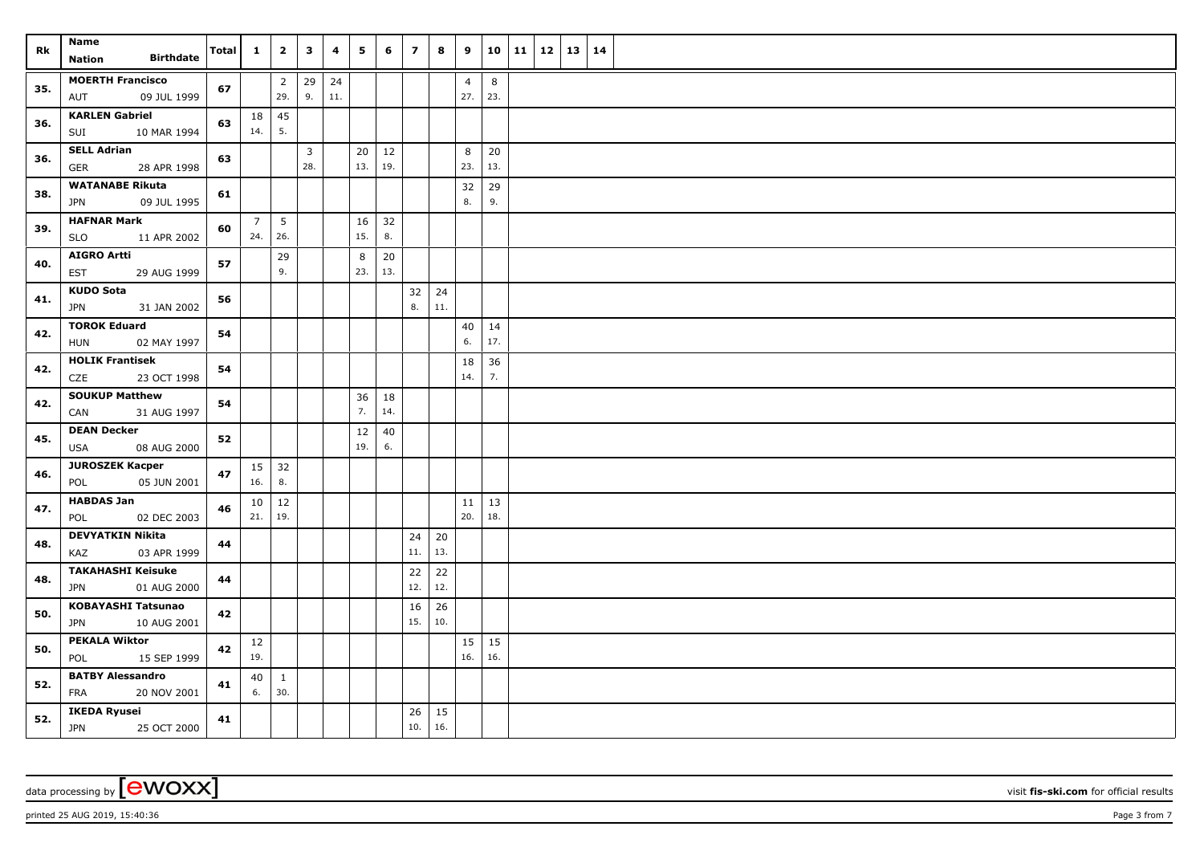| Rk | Name Nation Birthdate | Total | 1 | 2 | 3 | 4 | 5 | 6 | 7 | 8 | 9 | 10 | 11 | 12 | 13 | 14 |
|---|---|---|---|---|---|---|---|---|---|---|---|---|---|---|---|---|
| 35. | MOERTH Francisco AUT 09 JUL 1999 | 67 | | 2 29. | 29 9. | 24 11. | | | | | 4 27. | 8 23. | | | | |
| 36. | KARLEN Gabriel SUI 10 MAR 1994 | 63 | 18 14. | 45 5. | | | | | | | | | | | | |
| 36. | SELL Adrian GER 28 APR 1998 | 63 | | | 3 28. | | 20 13. | 12 19. | | | 8 23. | 20 13. | | | | |
| 38. | WATANABE Rikuta JPN 09 JUL 1995 | 61 | | | | | | | | | 32 8. | 29 9. | | | | |
| 39. | HAFNAR Mark SLO 11 APR 2002 | 60 | 7 24. | 5 26. | | | 16 15. | 32 8. | | | | | | | | |
| 40. | AIGRO Artti EST 29 AUG 1999 | 57 | | 29 9. | | | 8 23. | 20 13. | | | | | | | | |
| 41. | KUDO Sota JPN 31 JAN 2002 | 56 | | | | | | | 32 8. | 24 11. | | | | | | |
| 42. | TOROK Eduard HUN 02 MAY 1997 | 54 | | | | | | | | | 40 6. | 14 17. | | | | |
| 42. | HOLIK Frantisek CZE 23 OCT 1998 | 54 | | | | | | | | | 18 14. | 36 7. | | | | |
| 42. | SOUKUP Matthew CAN 31 AUG 1997 | 54 | | | | | 36 7. | 18 14. | | | | | | | | |
| 45. | DEAN Decker USA 08 AUG 2000 | 52 | | | | | 12 19. | 40 6. | | | | | | | | |
| 46. | JUROSZEK Kacper POL 05 JUN 2001 | 47 | 15 16. | 32 8. | | | | | | | | | | | | |
| 47. | HABDAS Jan POL 02 DEC 2003 | 46 | 10 21. | 12 19. | | | | | | | 11 20. | 13 18. | | | | |
| 48. | DEVYATKIN Nikita KAZ 03 APR 1999 | 44 | | | | | | | 24 11. | 20 13. | | | | | | |
| 48. | TAKAHASHI Keisuke JPN 01 AUG 2000 | 44 | | | | | | | 22 12. | 22 12. | | | | | | |
| 50. | KOBAYASHI Tatsunao JPN 10 AUG 2001 | 42 | | | | | | | 16 15. | 26 10. | | | | | | |
| 50. | PEKALA Wiktor POL 15 SEP 1999 | 42 | 12 19. | | | | | | | | 15 16. | 15 16. | | | | |
| 52. | BATBY Alessandro FRA 20 NOV 2001 | 41 | 40 6. | 1 30. | | | | | | | | | | | | |
| 52. | IKEDA Ryusei JPN 25 OCT 2000 | 41 | | | | | | | 26 10. | 15 16. | | | | | | |

data processing by [ewoxx] visit fis-ski.com for official results

printed 25 AUG 2019, 15:40:36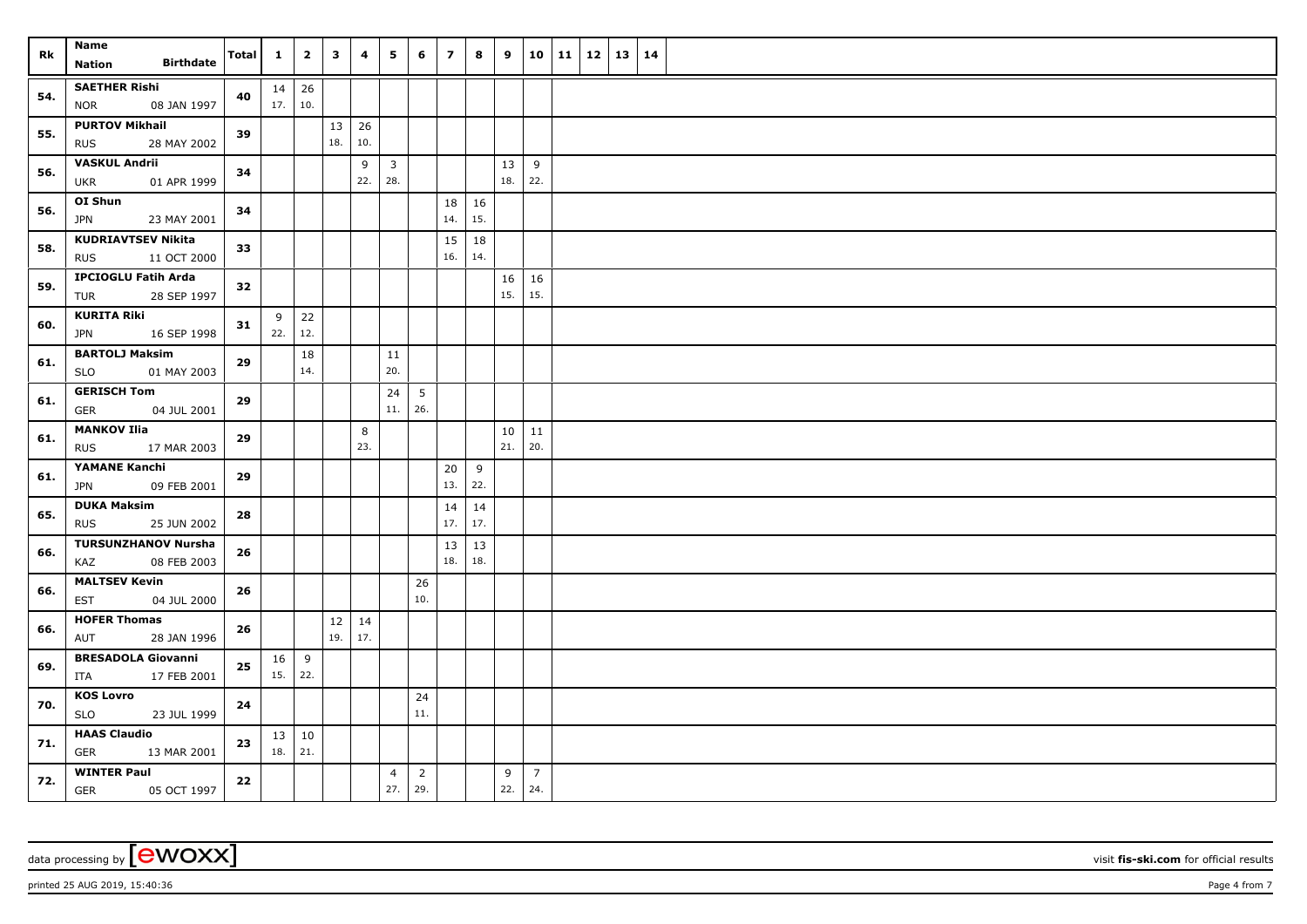| Rk | Name Nation Birthdate | Total | 1 | 2 | 3 | 4 | 5 | 6 | 7 | 8 | 9 | 10 | 11 | 12 | 13 | 14 |
|---|---|---|---|---|---|---|---|---|---|---|---|---|---|---|---|---|
| 54. | SAETHER Rishi NOR 08 JAN 1997 | 40 | 14 17. | 26 10. | | | | | | | | | | | | |
| 55. | PURTOV Mikhail RUS 28 MAY 2002 | 39 | | | 13 18. | 26 10. | | | | | | | | | | |
| 56. | VASKUL Andrii UKR 01 APR 1999 | 34 | | | | 9 22. | 3 28. | | | | 13 18. | 9 22. | | | | |
| 56. | OI Shun JPN 23 MAY 2001 | 34 | | | | | | | 18 14. | 16 15. | | | | | | |
| 58. | KUDRIAVTSEV Nikita RUS 11 OCT 2000 | 33 | | | | | | | 15 16. | 18 14. | | | | | | |
| 59. | IPCIOGLU Fatih Arda TUR 28 SEP 1997 | 32 | | | | | | | | | 16 15. | 16 15. | | | | |
| 60. | KURITA Riki JPN 16 SEP 1998 | 31 | 9 22. | 22 12. | | | | | | | | | | | | |
| 61. | BARTOLJ Maksim SLO 01 MAY 2003 | 29 | | 18 14. | | | 11 20. | | | | | | | | | |
| 61. | GERISCH Tom GER 04 JUL 2001 | 29 | | | | | 24 11. | 5 26. | | | | | | | | |
| 61. | MANKOV Ilia RUS 17 MAR 2003 | 29 | | | | 8 23. | | | | | 10 21. | 11 20. | | | | |
| 61. | YAMANE Kanchi JPN 09 FEB 2001 | 29 | | | | | | | 20 13. | 9 22. | | | | | | |
| 65. | DUKA Maksim RUS 25 JUN 2002 | 28 | | | | | | | 14 17. | 14 17. | | | | | | |
| 66. | TURSUNZHANOV Nursha KAZ 08 FEB 2003 | 26 | | | | | | | 13 18. | 13 18. | | | | | | |
| 66. | MALTSEV Kevin EST 04 JUL 2000 | 26 | | | | | | 26 10. | | | | | | | | |
| 66. | HOFER Thomas AUT 28 JAN 1996 | 26 | | | 12 19. | 14 17. | | | | | | | | | | |
| 69. | BRESADOLA Giovanni ITA 17 FEB 2001 | 25 | 16 15. | 9 22. | | | | | | | | | | | | |
| 70. | KOS Lovro SLO 23 JUL 1999 | 24 | | | | | | 24 11. | | | | | | | | |
| 71. | HAAS Claudio GER 13 MAR 2001 | 23 | 13 18. | 10 21. | | | | | | | | | | | | |
| 72. | WINTER Paul GER 05 OCT 1997 | 22 | | | | | 4 27. | 2 29. | | | 9 22. | 7 24. | | | | |

data processing by [ewoxx] visit fis-ski.com for official results

printed 25 AUG 2019, 15:40:36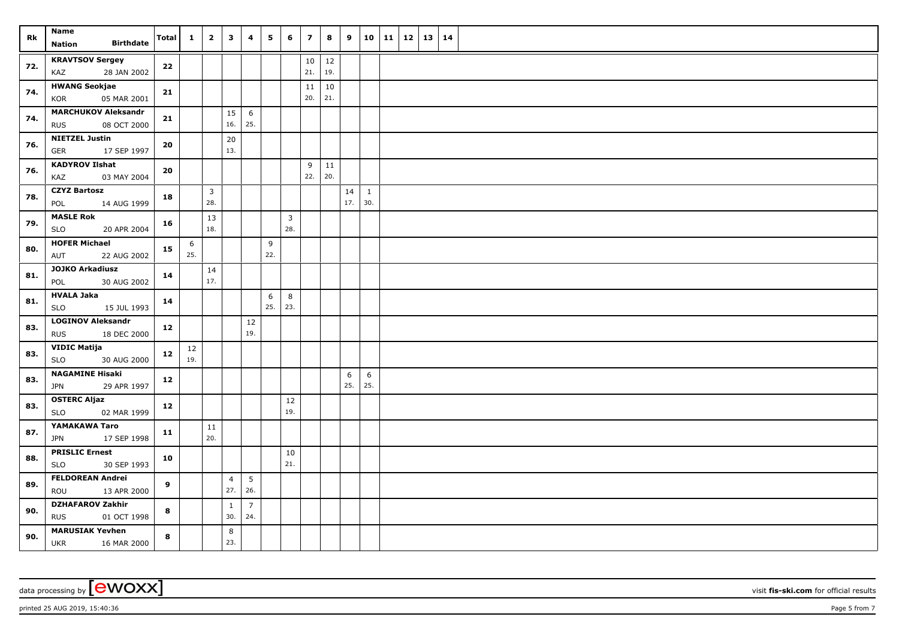| Rk | Name<br>Nation Birthdate | Total | 1 | 2 | 3 | 4 | 5 | 6 | 7 | 8 | 9 | 10 | 11 | 12 | 13 | 14 |
|---|---|---|---|---|---|---|---|---|---|---|---|---|---|---|---|---|
| 72. | KRAVTSOV Sergey<br>KAZ 28 JAN 2002 | 22 | | | | | | | 10<br>21. | 12<br>19. | | | | | | |
| 74. | HWANG Seokjae<br>KOR 05 MAR 2001 | 21 | | | | | | | 11<br>20. | 10<br>21. | | | | | | |
| 74. | MARCHUKOV Aleksandr<br>RUS 08 OCT 2000 | 21 | | | 15<br>16. | 6<br>25. | | | | | | | | | | |
| 76. | NIETZEL Justin<br>GER 17 SEP 1997 | 20 | | | 20<br>13. | | | | | | | | | | | |
| 76. | KADYROV Ilshat<br>KAZ 03 MAY 2004 | 20 | | | | | | | 9<br>22. | 11<br>20. | | | | | | |
| 78. | CZYZ Bartosz<br>POL 14 AUG 1999 | 18 | | 3<br>28. | | | | | | | 14<br>17. | 1<br>30. | | | | |
| 79. | MASLE Rok<br>SLO 20 APR 2004 | 16 | | 13<br>18. | | | | 3<br>28. | | | | | | | | |
| 80. | HOFER Michael<br>AUT 22 AUG 2002 | 15 | 6<br>25. | | | | 9<br>22. | | | | | | | | | |
| 81. | JOJKO Arkadiusz<br>POL 30 AUG 2002 | 14 | | 14<br>17. | | | | | | | | | | | | |
| 81. | HVALA Jaka<br>SLO 15 JUL 1993 | 14 | | | | | 6<br>25. | 8<br>23. | | | | | | | | |
| 83. | LOGINOV Aleksandr<br>RUS 18 DEC 2000 | 12 | | | | 12<br>19. | | | | | | | | | | |
| 83. | VIDIC Matija<br>SLO 30 AUG 2000 | 12 | 12<br>19. | | | | | | | | | | | | | |
| 83. | NAGAMINE Hisaki<br>JPN 29 APR 1997 | 12 | | | | | | | | | 6<br>25. | 6<br>25. | | | | |
| 83. | OSTERC Aljaz<br>SLO 02 MAR 1999 | 12 | | | | | | 12<br>19. | | | | | | | | |
| 87. | YAMAKAWA Taro<br>JPN 17 SEP 1998 | 11 | | 11<br>20. | | | | | | | | | | | | |
| 88. | PRISLIC Ernest<br>SLO 30 SEP 1993 | 10 | | | | | | 10<br>21. | | | | | | | | |
| 89. | FELDOREAN Andrei<br>ROU 13 APR 2000 | 9 | | | 4<br>27. | 5<br>26. | | | | | | | | | | |
| 90. | DZHAFAROV Zakhir<br>RUS 01 OCT 1998 | 8 | | | 1<br>30. | 7<br>24. | | | | | | | | | | |
| 90. | MARUSIAK Yevhen<br>UKR 16 MAR 2000 | 8 | | | 8<br>23. | | | | | | | | | | | |

data processing by [ewoxx] visit **fis-ski.com** for official results

printed 25 AUG 2019, 15:40:36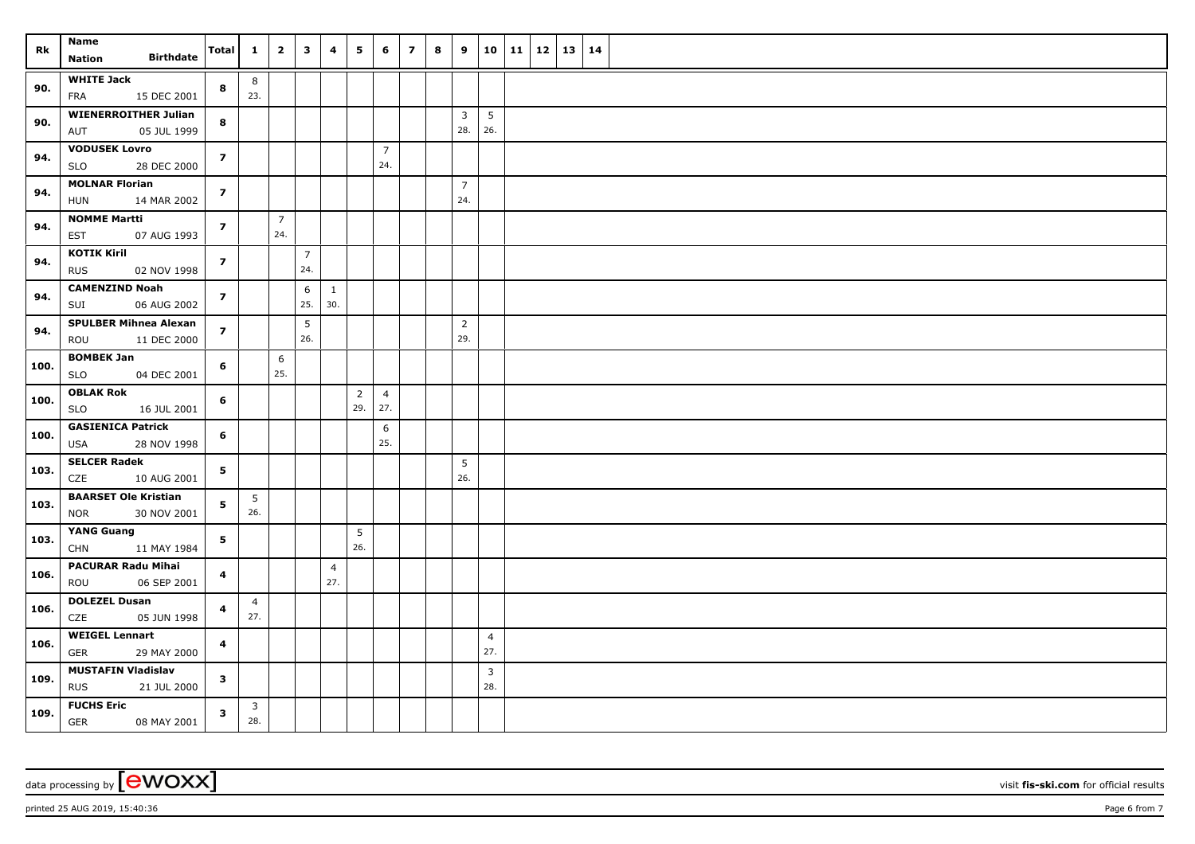| Rk | Name<br>Nation Birthdate | Total | 1 | 2 | 3 | 4 | 5 | 6 | 7 | 8 | 9 | 10 | 11 | 12 | 13 | 14 |
|---|---|---|---|---|---|---|---|---|---|---|---|---|---|---|---|---|
| 90. | **WHITE Jack**<br>FRA 15 DEC 2001 | **8** | 8<br>23. | | | | | | | | | | | | | |
| 90. | **WIENERROITHER Julian**<br>AUT 05 JUL 1999 | **8** | | | | | | | | | 3<br>28. | 5<br>26. | | | | |
| 94. | **VODUSEK Lovro**<br>SLO 28 DEC 2000 | **7** | | | | | | 7<br>24. | | | | | | | | |
| 94. | **MOLNAR Florian**<br>HUN 14 MAR 2002 | **7** | | | | | | | | | 7<br>24. | | | | | |
| 94. | **NOMME Martti**<br>EST 07 AUG 1993 | **7** | | 7<br>24. | | | | | | | | | | | | |
| 94. | **KOTIK Kiril**<br>RUS 02 NOV 1998 | **7** | | | 7<br>24. | | | | | | | | | | | |
| 94. | **CAMENZIND Noah**<br>SUI 06 AUG 2002 | **7** | | | 6<br>25. | 1<br>30. | | | | | | | | | | |
| 94. | **SPULBER Mihnea Alexan**<br>ROU 11 DEC 2000 | **7** | | | 5<br>26. | | | | | | 2<br>29. | | | | | |
| 100. | **BOMBEK Jan**<br>SLO 04 DEC 2001 | **6** | | 6<br>25. | | | | | | | | | | | | |
| 100. | **OBLAK Rok**<br>SLO 16 JUL 2001 | **6** | | | | | 2<br>29. | 4<br>27. | | | | | | | | |
| 100. | **GASIENICA Patrick**<br>USA 28 NOV 1998 | **6** | | | | | | 6<br>25. | | | | | | | | |
| 103. | **SELCER Radek**<br>CZE 10 AUG 2001 | **5** | | | | | | | | | 5<br>26. | | | | | |
| 103. | **BAARSET Ole Kristian**<br>NOR 30 NOV 2001 | **5** | 5<br>26. | | | | | | | | | | | | | |
| 103. | **YANG Guang**<br>CHN 11 MAY 1984 | **5** | | | | | 5<br>26. | | | | | | | | | |
| 106. | **PACURAR Radu Mihai**<br>ROU 06 SEP 2001 | **4** | | | | 4<br>27. | | | | | | | | | | |
| 106. | **DOLEZEL Dusan**<br>CZE 05 JUN 1998 | **4** | 4<br>27. | | | | | | | | | | | | | |
| 106. | **WEIGEL Lennart**<br>GER 29 MAY 2000 | **4** | | | | | | | | | | 4<br>27. | | | | |
| 109. | **MUSTAFIN Vladislav**<br>RUS 21 JUL 2000 | **3** | | | | | | | | | | 3<br>28. | | | | |
| 109. | **FUCHS Eric**<br>GER 08 MAY 2001 | **3** | 3<br>28. | | | | | | | | | | | | | |

data processing by [ewoxx] visit **fis-ski.com** for official results

printed 25 AUG 2019, 15:40:36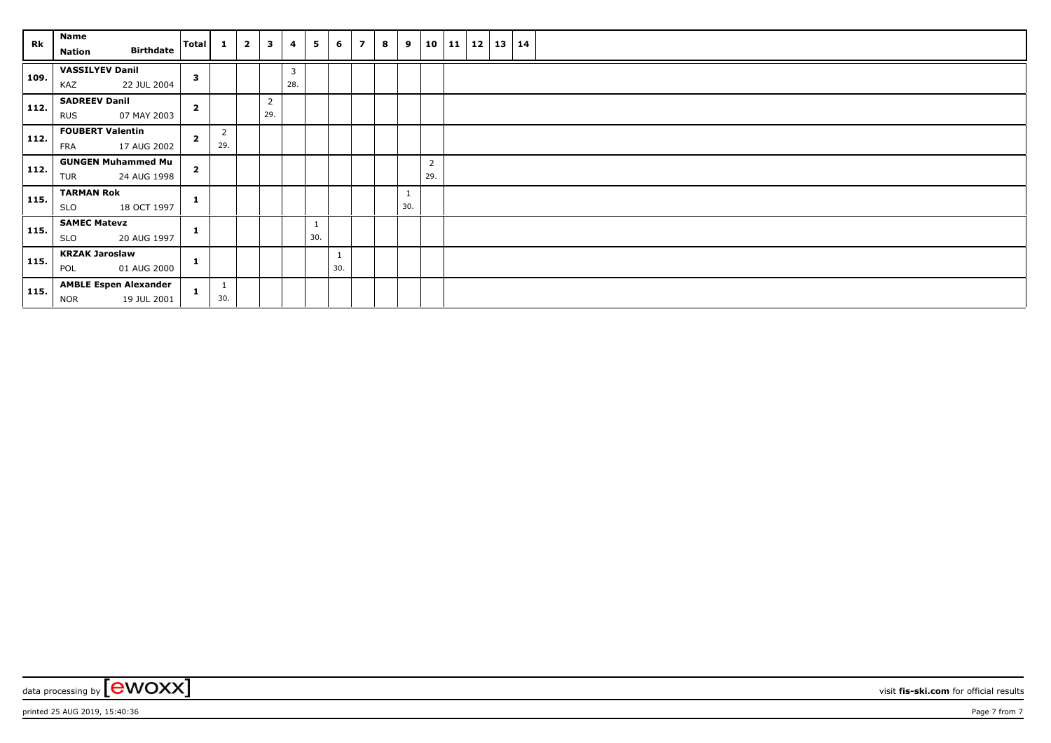| Rk | Name<br>Nation Birthdate | Total | 1 | 2 | 3 | 4 | 5 | 6 | 7 | 8 | 9 | 10 | 11 | 12 | 13 | 14 |
|---|---|---|---|---|---|---|---|---|---|---|---|---|---|---|---|---|
| 109. | VASSILYEV Danil<br>KAZ 22 JUL 2004 | 3 | | | | 3<br>28. | | | | | | | | | | |
| 112. | SADREEV Danil<br>RUS 07 MAY 2003 | 2 | | | 2<br>29. | | | | | | | | | | | |
| 112. | FOUBERT Valentin<br>FRA 17 AUG 2002 | 2 | 2<br>29. | | | | | | | | | | | | | |
| 112. | GUNGEN Muhammed Mu<br>TUR 24 AUG 1998 | 2 | | | | | | | | | | 2<br>29. | | | | |
| 115. | TARMAN Rok<br>SLO 18 OCT 1997 | 1 | | | | | | | | | 1<br>30. | | | | | |
| 115. | SAMEC Matevz<br>SLO 20 AUG 1997 | 1 | | | | | 1<br>30. | | | | | | | | | |
| 115. | KRZAK Jaroslaw<br>POL 01 AUG 2000 | 1 | | | | | | 1<br>30. | | | | | | | | |
| 115. | AMBLE Espen Alexander<br>NOR 19 JUL 2001 | 1 | 1<br>30. | | | | | | | | | | | | | |

data processing by [ewoxx]

visit **fis-ski.com** for official results

printed 25 AUG 2019, 15:40:36